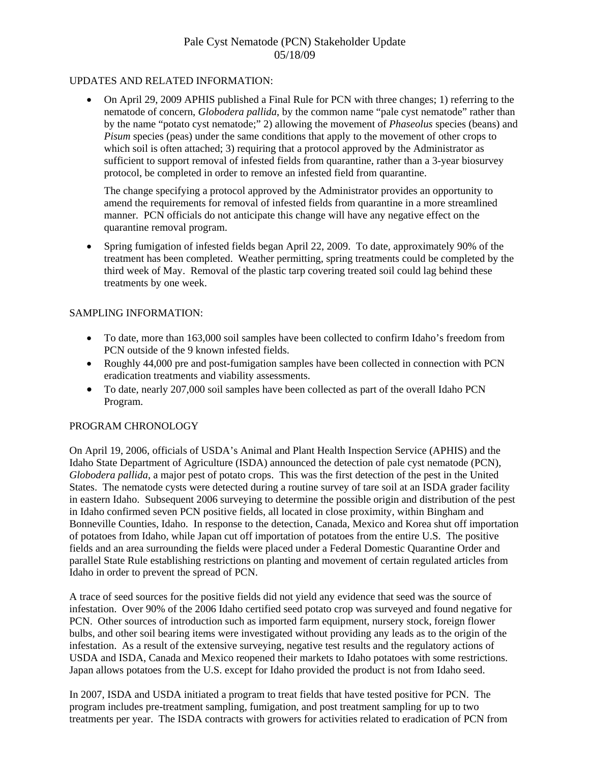# Pale Cyst Nematode (PCN) Stakeholder Update
05/18/09

## UPDATES AND RELATED INFORMATION:

- On April 29, 2009 APHIS published a Final Rule for PCN with three changes; 1) referring to the nematode of concern, *Globodera pallida*, by the common name "pale cyst nematode" rather than by the name "potato cyst nematode;" 2) allowing the movement of *Phaseolus* species (beans) and *Pisum* species (peas) under the same conditions that apply to the movement of other crops to which soil is often attached; 3) requiring that a protocol approved by the Administrator as sufficient to support removal of infested fields from quarantine, rather than a 3-year biosurvey protocol, be completed in order to remove an infested field from quarantine.

  The change specifying a protocol approved by the Administrator provides an opportunity to amend the requirements for removal of infested fields from quarantine in a more streamlined manner. PCN officials do not anticipate this change will have any negative effect on the quarantine removal program.

- Spring fumigation of infested fields began April 22, 2009. To date, approximately 90% of the treatment has been completed. Weather permitting, spring treatments could be completed by the third week of May. Removal of the plastic tarp covering treated soil could lag behind these treatments by one week.

## SAMPLING INFORMATION:

- To date, more than 163,000 soil samples have been collected to confirm Idaho's freedom from PCN outside of the 9 known infested fields.
- Roughly 44,000 pre and post-fumigation samples have been collected in connection with PCN eradication treatments and viability assessments.
- To date, nearly 207,000 soil samples have been collected as part of the overall Idaho PCN Program.

## PROGRAM CHRONOLOGY

On April 19, 2006, officials of USDA's Animal and Plant Health Inspection Service (APHIS) and the Idaho State Department of Agriculture (ISDA) announced the detection of pale cyst nematode (PCN), *Globodera pallida*, a major pest of potato crops. This was the first detection of the pest in the United States. The nematode cysts were detected during a routine survey of tare soil at an ISDA grader facility in eastern Idaho. Subsequent 2006 surveying to determine the possible origin and distribution of the pest in Idaho confirmed seven PCN positive fields, all located in close proximity, within Bingham and Bonneville Counties, Idaho. In response to the detection, Canada, Mexico and Korea shut off importation of potatoes from Idaho, while Japan cut off importation of potatoes from the entire U.S. The positive fields and an area surrounding the fields were placed under a Federal Domestic Quarantine Order and parallel State Rule establishing restrictions on planting and movement of certain regulated articles from Idaho in order to prevent the spread of PCN.

A trace of seed sources for the positive fields did not yield any evidence that seed was the source of infestation. Over 90% of the 2006 Idaho certified seed potato crop was surveyed and found negative for PCN. Other sources of introduction such as imported farm equipment, nursery stock, foreign flower bulbs, and other soil bearing items were investigated without providing any leads as to the origin of the infestation. As a result of the extensive surveying, negative test results and the regulatory actions of USDA and ISDA, Canada and Mexico reopened their markets to Idaho potatoes with some restrictions. Japan allows potatoes from the U.S. except for Idaho provided the product is not from Idaho seed.

In 2007, ISDA and USDA initiated a program to treat fields that have tested positive for PCN. The program includes pre-treatment sampling, fumigation, and post treatment sampling for up to two treatments per year. The ISDA contracts with growers for activities related to eradication of PCN from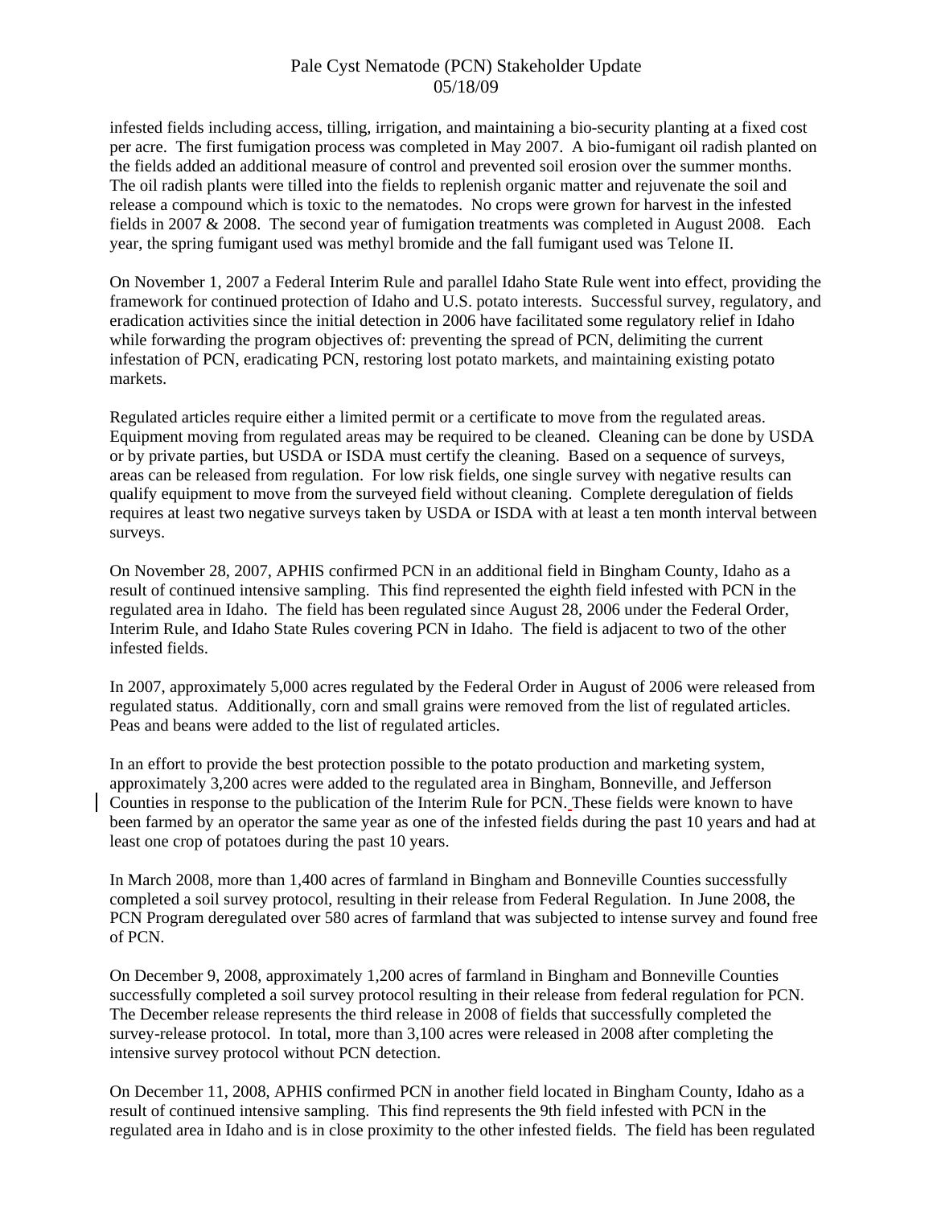infested fields including access, tilling, irrigation, and maintaining a bio-security planting at a fixed cost per acre. The first fumigation process was completed in May 2007. A bio-fumigant oil radish planted on the fields added an additional measure of control and prevented soil erosion over the summer months. The oil radish plants were tilled into the fields to replenish organic matter and rejuvenate the soil and release a compound which is toxic to the nematodes. No crops were grown for harvest in the infested fields in 2007 & 2008. The second year of fumigation treatments was completed in August 2008. Each year, the spring fumigant used was methyl bromide and the fall fumigant used was Telone II.

On November 1, 2007 a Federal Interim Rule and parallel Idaho State Rule went into effect, providing the framework for continued protection of Idaho and U.S. potato interests. Successful survey, regulatory, and eradication activities since the initial detection in 2006 have facilitated some regulatory relief in Idaho while forwarding the program objectives of: preventing the spread of PCN, delimiting the current infestation of PCN, eradicating PCN, restoring lost potato markets, and maintaining existing potato markets.

Regulated articles require either a limited permit or a certificate to move from the regulated areas. Equipment moving from regulated areas may be required to be cleaned. Cleaning can be done by USDA or by private parties, but USDA or ISDA must certify the cleaning. Based on a sequence of surveys, areas can be released from regulation. For low risk fields, one single survey with negative results can qualify equipment to move from the surveyed field without cleaning. Complete deregulation of fields requires at least two negative surveys taken by USDA or ISDA with at least a ten month interval between surveys.

On November 28, 2007, APHIS confirmed PCN in an additional field in Bingham County, Idaho as a result of continued intensive sampling. This find represented the eighth field infested with PCN in the regulated area in Idaho. The field has been regulated since August 28, 2006 under the Federal Order, Interim Rule, and Idaho State Rules covering PCN in Idaho. The field is adjacent to two of the other infested fields.

In 2007, approximately 5,000 acres regulated by the Federal Order in August of 2006 were released from regulated status. Additionally, corn and small grains were removed from the list of regulated articles. Peas and beans were added to the list of regulated articles.

In an effort to provide the best protection possible to the potato production and marketing system, approximately 3,200 acres were added to the regulated area in Bingham, Bonneville, and Jefferson Counties in response to the publication of the Interim Rule for PCN. These fields were known to have been farmed by an operator the same year as one of the infested fields during the past 10 years and had at least one crop of potatoes during the past 10 years.

In March 2008, more than 1,400 acres of farmland in Bingham and Bonneville Counties successfully completed a soil survey protocol, resulting in their release from Federal Regulation. In June 2008, the PCN Program deregulated over 580 acres of farmland that was subjected to intense survey and found free of PCN.

On December 9, 2008, approximately 1,200 acres of farmland in Bingham and Bonneville Counties successfully completed a soil survey protocol resulting in their release from federal regulation for PCN. The December release represents the third release in 2008 of fields that successfully completed the survey-release protocol. In total, more than 3,100 acres were released in 2008 after completing the intensive survey protocol without PCN detection.

On December 11, 2008, APHIS confirmed PCN in another field located in Bingham County, Idaho as a result of continued intensive sampling. This find represents the 9th field infested with PCN in the regulated area in Idaho and is in close proximity to the other infested fields. The field has been regulated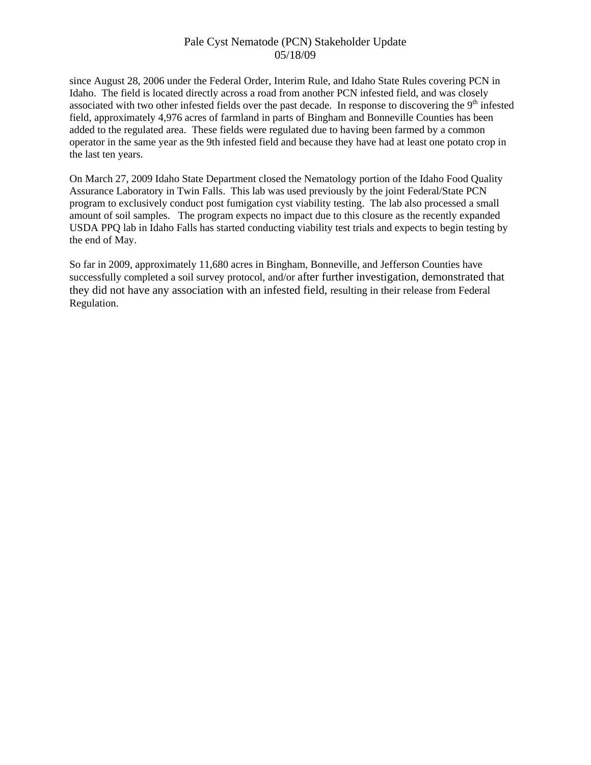since August 28, 2006 under the Federal Order, Interim Rule, and Idaho State Rules covering PCN in Idaho. The field is located directly across a road from another PCN infested field, and was closely associated with two other infested fields over the past decade. In response to discovering the 9th infested field, approximately 4,976 acres of farmland in parts of Bingham and Bonneville Counties has been added to the regulated area. These fields were regulated due to having been farmed by a common operator in the same year as the 9th infested field and because they have had at least one potato crop in the last ten years.

On March 27, 2009 Idaho State Department closed the Nematology portion of the Idaho Food Quality Assurance Laboratory in Twin Falls. This lab was used previously by the joint Federal/State PCN program to exclusively conduct post fumigation cyst viability testing. The lab also processed a small amount of soil samples. The program expects no impact due to this closure as the recently expanded USDA PPQ lab in Idaho Falls has started conducting viability test trials and expects to begin testing by the end of May.

So far in 2009, approximately 11,680 acres in Bingham, Bonneville, and Jefferson Counties have successfully completed a soil survey protocol, and/or after further investigation, demonstrated that they did not have any association with an infested field, resulting in their release from Federal Regulation.